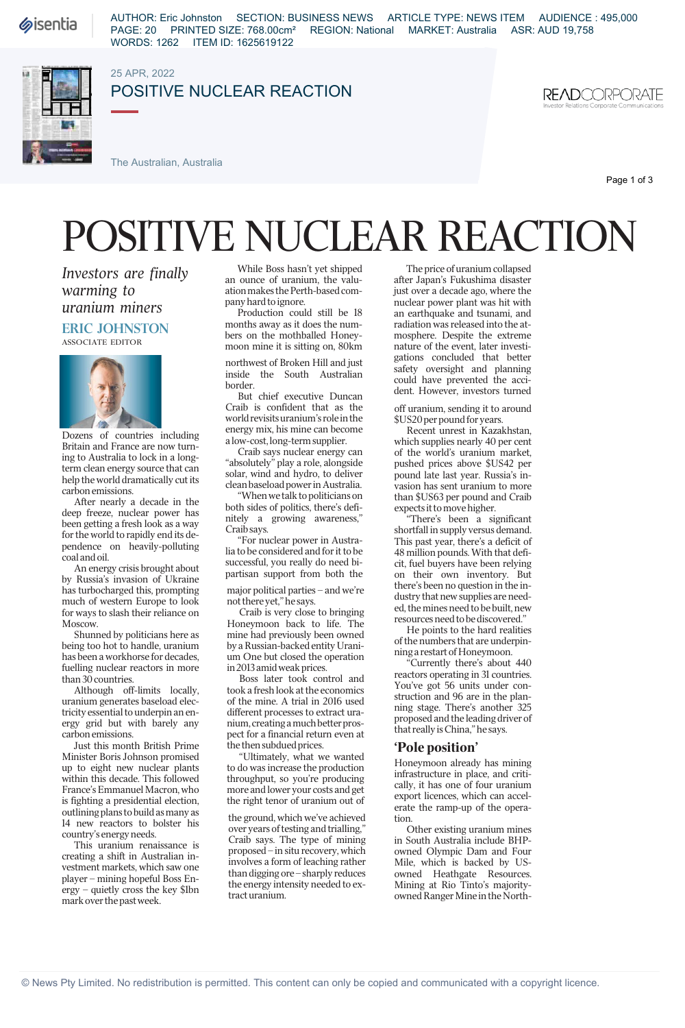# POSITIVE NUCLEAR REACTION

*Investors are finally warming to uranium miners*

**ERIC JOHNSTON**
ASSOCIATE EDITOR

Dozens of countries including Britain and France are now turning to Australia to lock in a long-term clean energy source that can help the world dramatically cut its carbon emissions.

After nearly a decade in the deep freeze, nuclear power has been getting a fresh look as a way for the world to rapidly end its dependence on heavily-polluting coal and oil.

An energy crisis brought about by Russia's invasion of Ukraine has turbocharged this, prompting much of western Europe to look for ways to slash their reliance on Moscow.

Shunned by politicians here as being too hot to handle, uranium has been a workhorse for decades, fuelling nuclear reactors in more than 30 countries.

Although off-limits locally, uranium generates baseload electricity essential to underpin an energy grid but with barely any carbon emissions.

Just this month British Prime Minister Boris Johnson promised up to eight new nuclear plants within this decade. This followed France's Emmanuel Macron, who is fighting a presidential election, outlining plans to build as many as 14 new reactors to bolster his country's energy needs.

This uranium renaissance is creating a shift in Australian investment markets, which saw one player – mining hopeful Boss Energy – quietly cross the key $1bn mark over the past week.

While Boss hasn't yet shipped an ounce of uranium, the valuation makes the Perth-based company hard to ignore.

Production could still be 18 months away as it does the numbers on the mothballed Honeymoon mine it is sitting on, 80km northwest of Broken Hill and just inside the South Australian border.

But chief executive Duncan Craib is confident that as the world revisits uranium's role in the energy mix, his mine can become a low-cost, long-term supplier.

Craib says nuclear energy can "absolutely" play a role, alongside solar, wind and hydro, to deliver clean baseload power in Australia.

"When we talk to politicians on both sides of politics, there's definitely a growing awareness," Craib says.

"For nuclear power in Australia to be considered and for it to be successful, you really do need bipartisan support from both the major political parties – and we're not there yet," he says.

Craib is very close to bringing Honeymoon back to life. The mine had previously been owned by a Russian-backed entity Uranium One but closed the operation in 2013 amid weak prices.

Boss later took control and took a fresh look at the economics of the mine. A trial in 2016 used different processes to extract uranium, creating a much better prospect for a financial return even at the then subdued prices.

"Ultimately, what we wanted to do was increase the production throughput, so you're producing more and lower your costs and get the right tenor of uranium out of the ground, which we've achieved over years of testing and trialling," Craib says. The type of mining proposed – in situ recovery, which involves a form of leaching rather than digging ore – sharply reduces the energy intensity needed to extract uranium.

The price of uranium collapsed after Japan's Fukushima disaster just over a decade ago, where the nuclear power plant was hit with an earthquake and tsunami, and radiation was released into the atmosphere. Despite the extreme nature of the event, later investigations concluded that better safety oversight and planning could have prevented the accident. However, investors turned off uranium, sending it to around $US20 per pound for years.

Recent unrest in Kazakhstan, which supplies nearly 40 per cent of the world's uranium market, pushed prices above $US42 per pound late last year. Russia's invasion has sent uranium to more than $US63 per pound and Craib expects it to move higher.

"There's been a significant shortfall in supply versus demand. This past year, there's a deficit of 48 million pounds. With that deficit, fuel buyers have been relying on their own inventory. But there's been no question in the industry that new supplies are needed, the mines need to be built, new resources need to be discovered."

He points to the hard realities of the numbers that are underpinning a restart of Honeymoon.

"Currently there's about 440 reactors operating in 31 countries. You've got 56 units under construction and 96 are in the planning stage. There's another 325 proposed and the leading driver of that really is China," he says.

## 'Pole position'

Honeymoon already has mining infrastructure in place, and critically, it has one of four uranium export licences, which can accelerate the ramp-up of the operation.

Other existing uranium mines in South Australia include BHP-owned Olympic Dam and Four Mile, which is backed by US-owned Heathgate Resources. Mining at Rio Tinto's majority-owned Ranger Mine in the North-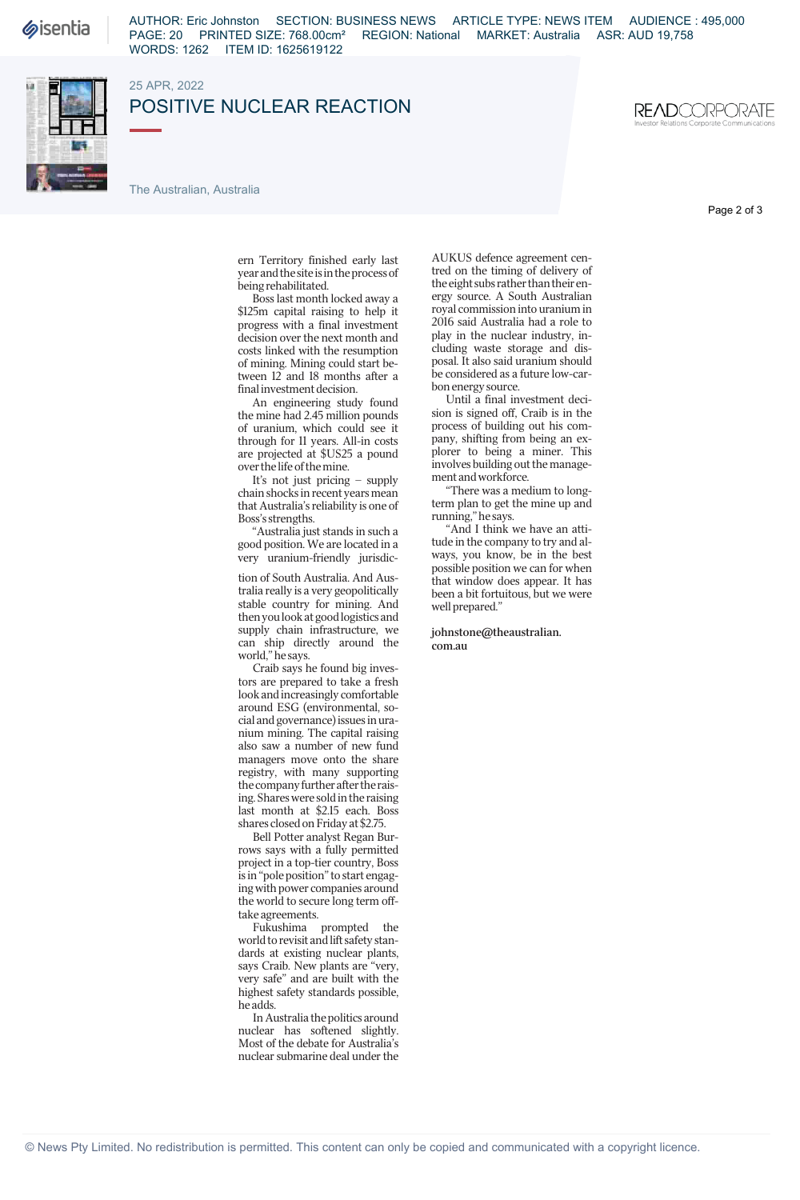ern Territory finished early last year and the site is in the process of being rehabilitated.

Boss last month locked away a $125m capital raising to help it progress with a final investment decision over the next month and costs linked with the resumption of mining. Mining could start between 12 and 18 months after a final investment decision.

An engineering study found the mine had 2.45 million pounds of uranium, which could see it through for 11 years. All-in costs are projected at $US25 a pound over the life of the mine.

It's not just pricing – supply chain shocks in recent years mean that Australia's reliability is one of Boss's strengths.

"Australia just stands in such a good position. We are located in a very uranium-friendly jurisdiction of South Australia. And Australia really is a very geopolitically stable country for mining. And then you look at good logistics and supply chain infrastructure, we can ship directly around the world," he says.

Craib says he found big investors are prepared to take a fresh look and increasingly comfortable around ESG (environmental, social and governance) issues in uranium mining. The capital raising also saw a number of new fund managers move onto the share registry, with many supporting the company further after the raising. Shares were sold in the raising last month at $2.15 each. Boss shares closed on Friday at $2.75.

Bell Potter analyst Regan Burrows says with a fully permitted project in a top-tier country, Boss is in "pole position" to start engaging with power companies around the world to secure long term offtake agreements.

Fukushima prompted the world to revisit and lift safety standards at existing nuclear plants, says Craib. New plants are "very, very safe" and are built with the highest safety standards possible, he adds.

In Australia the politics around nuclear has softened slightly. Most of the debate for Australia's nuclear submarine deal under the AUKUS defence agreement centred on the timing of delivery of the eight subs rather than their energy source. A South Australian royal commission into uranium in 2016 said Australia had a role to play in the nuclear industry, including waste storage and disposal. It also said uranium should be considered as a future low-carbon energy source.

Until a final investment decision is signed off, Craib is in the process of building out his company, shifting from being an explorer to being a miner. This involves building out the management and workforce.

"There was a medium to long-term plan to get the mine up and running," he says.

"And I think we have an attitude in the company to try and always, you know, be in the best possible position we can for when that window does appear. It has been a bit fortuitous, but we were well prepared."

**johnstone@theaustralian.com.au**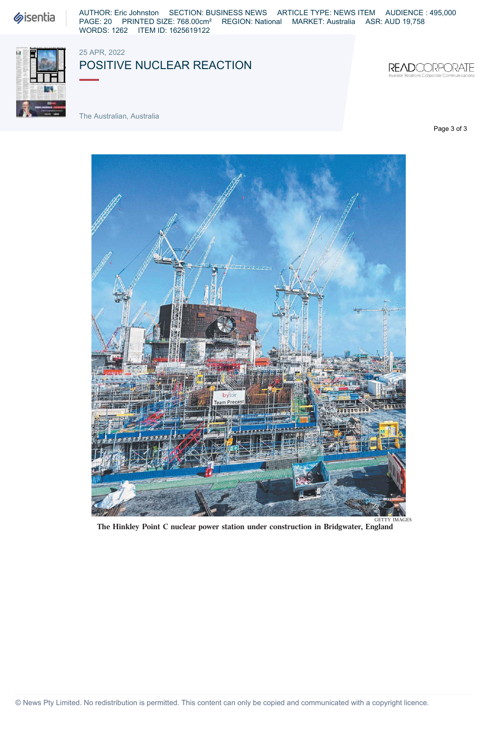GETTY IMAGES

**The Hinkley Point C nuclear power station under construction in Bridgwater, England**